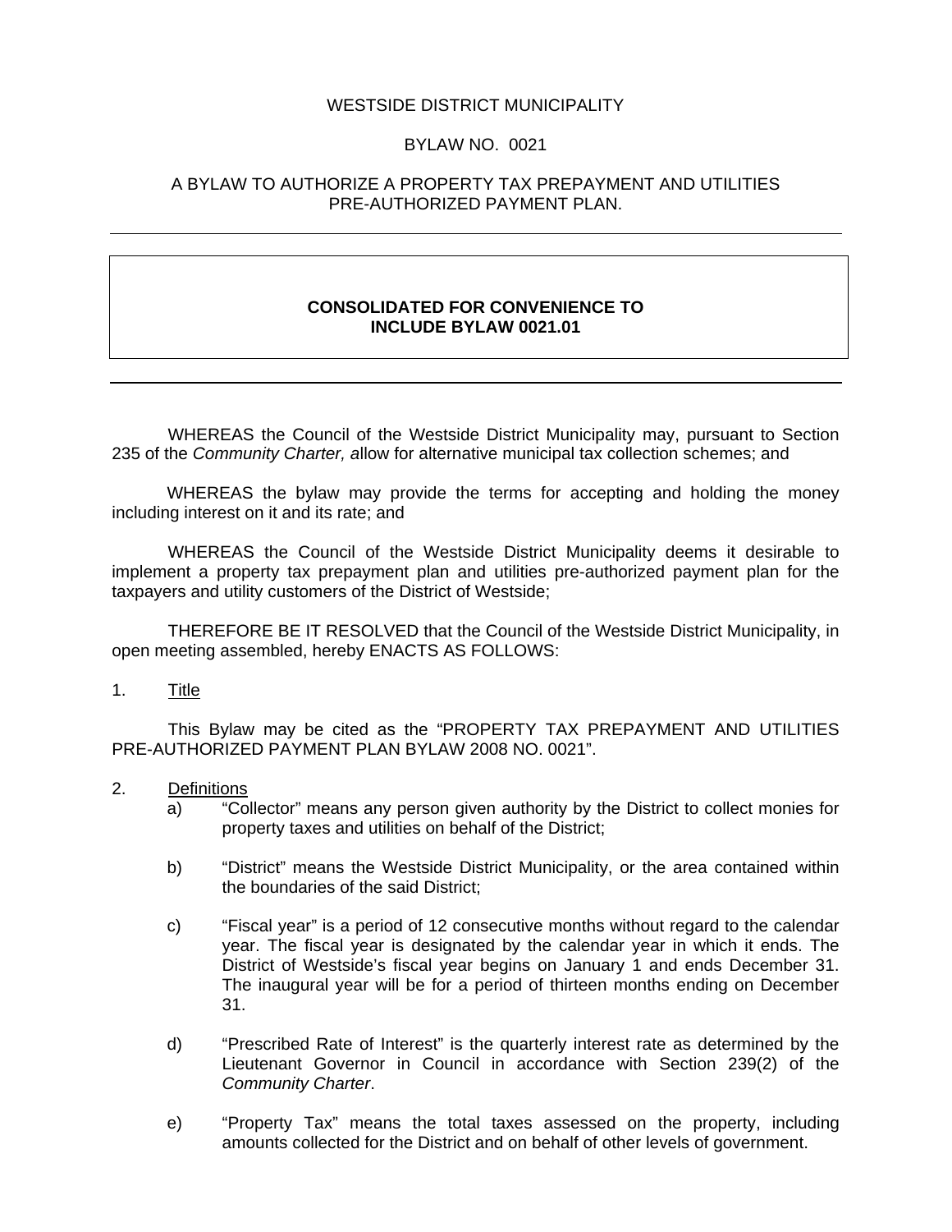WESTSIDE DISTRICT MUNICIPALITY

BYLAW NO. 0021

A BYLAW TO AUTHORIZE A PROPERTY TAX PREPAYMENT AND UTILITIES PRE-AUTHORIZED PAYMENT PLAN.

---

**CONSOLIDATED FOR CONVENIENCE TO INCLUDE BYLAW 0021.01**

---

WHEREAS the Council of the Westside District Municipality may, pursuant to Section 235 of the *Community Charter, a*llow for alternative municipal tax collection schemes; and

WHEREAS the bylaw may provide the terms for accepting and holding the money including interest on it and its rate; and

WHEREAS the Council of the Westside District Municipality deems it desirable to implement a property tax prepayment plan and utilities pre-authorized payment plan for the taxpayers and utility customers of the District of Westside;

THEREFORE BE IT RESOLVED that the Council of the Westside District Municipality, in open meeting assembled, hereby ENACTS AS FOLLOWS:

1. Title

   This Bylaw may be cited as the "PROPERTY TAX PREPAYMENT AND UTILITIES PRE-AUTHORIZED PAYMENT PLAN BYLAW 2008 NO. 0021".

2. Definitions

   a) "Collector" means any person given authority by the District to collect monies for property taxes and utilities on behalf of the District;

   b) "District" means the Westside District Municipality, or the area contained within the boundaries of the said District;

   c) "Fiscal year" is a period of 12 consecutive months without regard to the calendar year. The fiscal year is designated by the calendar year in which it ends. The District of Westside's fiscal year begins on January 1 and ends December 31. The inaugural year will be for a period of thirteen months ending on December 31.

   d) "Prescribed Rate of Interest" is the quarterly interest rate as determined by the Lieutenant Governor in Council in accordance with Section 239(2) of the *Community Charter*.

   e) "Property Tax" means the total taxes assessed on the property, including amounts collected for the District and on behalf of other levels of government.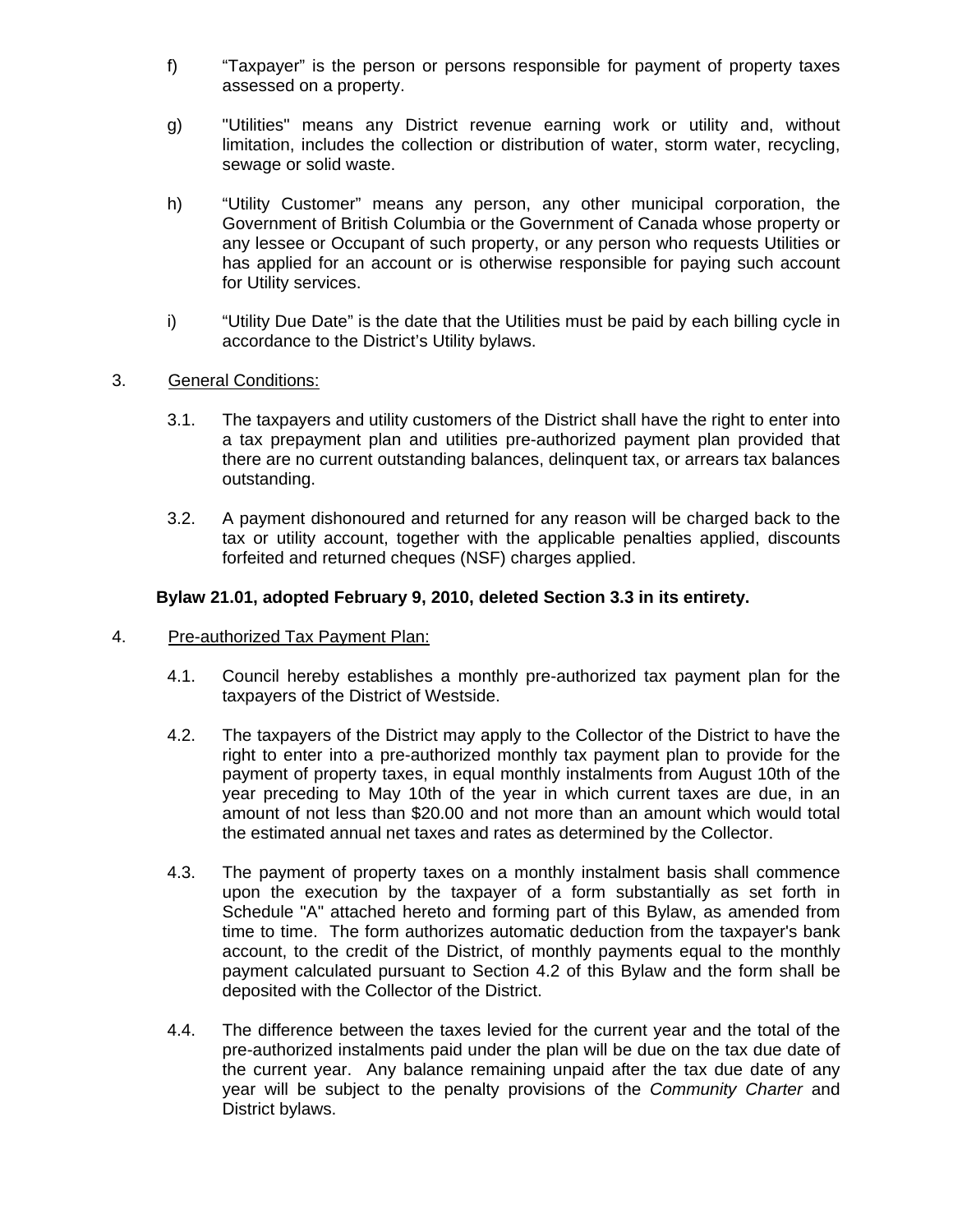f) “Taxpayer” is the person or persons responsible for payment of property taxes assessed on a property.

g) "Utilities" means any District revenue earning work or utility and, without limitation, includes the collection or distribution of water, storm water, recycling, sewage or solid waste.

h) “Utility Customer” means any person, any other municipal corporation, the Government of British Columbia or the Government of Canada whose property or any lessee or Occupant of such property, or any person who requests Utilities or has applied for an account or is otherwise responsible for paying such account for Utility services.

i) “Utility Due Date” is the date that the Utilities must be paid by each billing cycle in accordance to the District’s Utility bylaws.

3. <u>General Conditions:</u>

3.1. The taxpayers and utility customers of the District shall have the right to enter into a tax prepayment plan and utilities pre-authorized payment plan provided that there are no current outstanding balances, delinquent tax, or arrears tax balances outstanding.

3.2. A payment dishonoured and returned for any reason will be charged back to the tax or utility account, together with the applicable penalties applied, discounts forfeited and returned cheques (NSF) charges applied.

**Bylaw 21.01, adopted February 9, 2010, deleted Section 3.3 in its entirety.**

4. <u>Pre-authorized Tax Payment Plan:</u>

4.1. Council hereby establishes a monthly pre-authorized tax payment plan for the taxpayers of the District of Westside.

4.2. The taxpayers of the District may apply to the Collector of the District to have the right to enter into a pre-authorized monthly tax payment plan to provide for the payment of property taxes, in equal monthly instalments from August 10th of the year preceding to May 10th of the year in which current taxes are due, in an amount of not less than $20.00 and not more than an amount which would total the estimated annual net taxes and rates as determined by the Collector.

4.3. The payment of property taxes on a monthly instalment basis shall commence upon the execution by the taxpayer of a form substantially as set forth in Schedule "A" attached hereto and forming part of this Bylaw, as amended from time to time. The form authorizes automatic deduction from the taxpayer's bank account, to the credit of the District, of monthly payments equal to the monthly payment calculated pursuant to Section 4.2 of this Bylaw and the form shall be deposited with the Collector of the District.

4.4. The difference between the taxes levied for the current year and the total of the pre-authorized instalments paid under the plan will be due on the tax due date of the current year. Any balance remaining unpaid after the tax due date of any year will be subject to the penalty provisions of the *Community Charter* and District bylaws.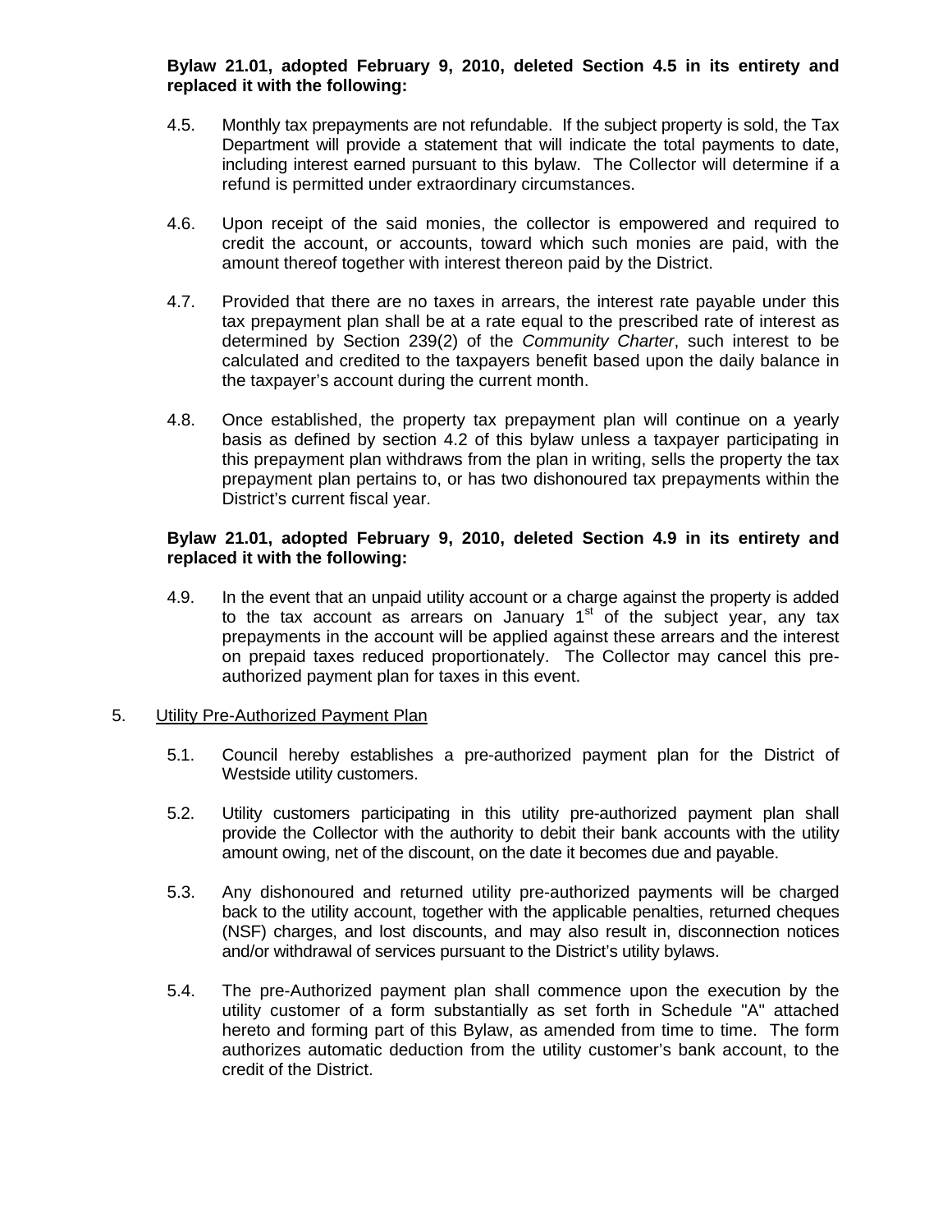**Bylaw 21.01, adopted February 9, 2010, deleted Section 4.5 in its entirety and replaced it with the following:**

4.5. Monthly tax prepayments are not refundable. If the subject property is sold, the Tax Department will provide a statement that will indicate the total payments to date, including interest earned pursuant to this bylaw. The Collector will determine if a refund is permitted under extraordinary circumstances.

4.6. Upon receipt of the said monies, the collector is empowered and required to credit the account, or accounts, toward which such monies are paid, with the amount thereof together with interest thereon paid by the District.

4.7. Provided that there are no taxes in arrears, the interest rate payable under this tax prepayment plan shall be at a rate equal to the prescribed rate of interest as determined by Section 239(2) of the *Community Charter*, such interest to be calculated and credited to the taxpayers benefit based upon the daily balance in the taxpayer's account during the current month.

4.8. Once established, the property tax prepayment plan will continue on a yearly basis as defined by section 4.2 of this bylaw unless a taxpayer participating in this prepayment plan withdraws from the plan in writing, sells the property the tax prepayment plan pertains to, or has two dishonoured tax prepayments within the District's current fiscal year.

**Bylaw 21.01, adopted February 9, 2010, deleted Section 4.9 in its entirety and replaced it with the following:**

4.9. In the event that an unpaid utility account or a charge against the property is added to the tax account as arrears on January 1st of the subject year, any tax prepayments in the account will be applied against these arrears and the interest on prepaid taxes reduced proportionately. The Collector may cancel this pre-authorized payment plan for taxes in this event.

5. Utility Pre-Authorized Payment Plan

5.1. Council hereby establishes a pre-authorized payment plan for the District of Westside utility customers.

5.2. Utility customers participating in this utility pre-authorized payment plan shall provide the Collector with the authority to debit their bank accounts with the utility amount owing, net of the discount, on the date it becomes due and payable.

5.3. Any dishonoured and returned utility pre-authorized payments will be charged back to the utility account, together with the applicable penalties, returned cheques (NSF) charges, and lost discounts, and may also result in, disconnection notices and/or withdrawal of services pursuant to the District's utility bylaws.

5.4. The pre-Authorized payment plan shall commence upon the execution by the utility customer of a form substantially as set forth in Schedule "A" attached hereto and forming part of this Bylaw, as amended from time to time. The form authorizes automatic deduction from the utility customer's bank account, to the credit of the District.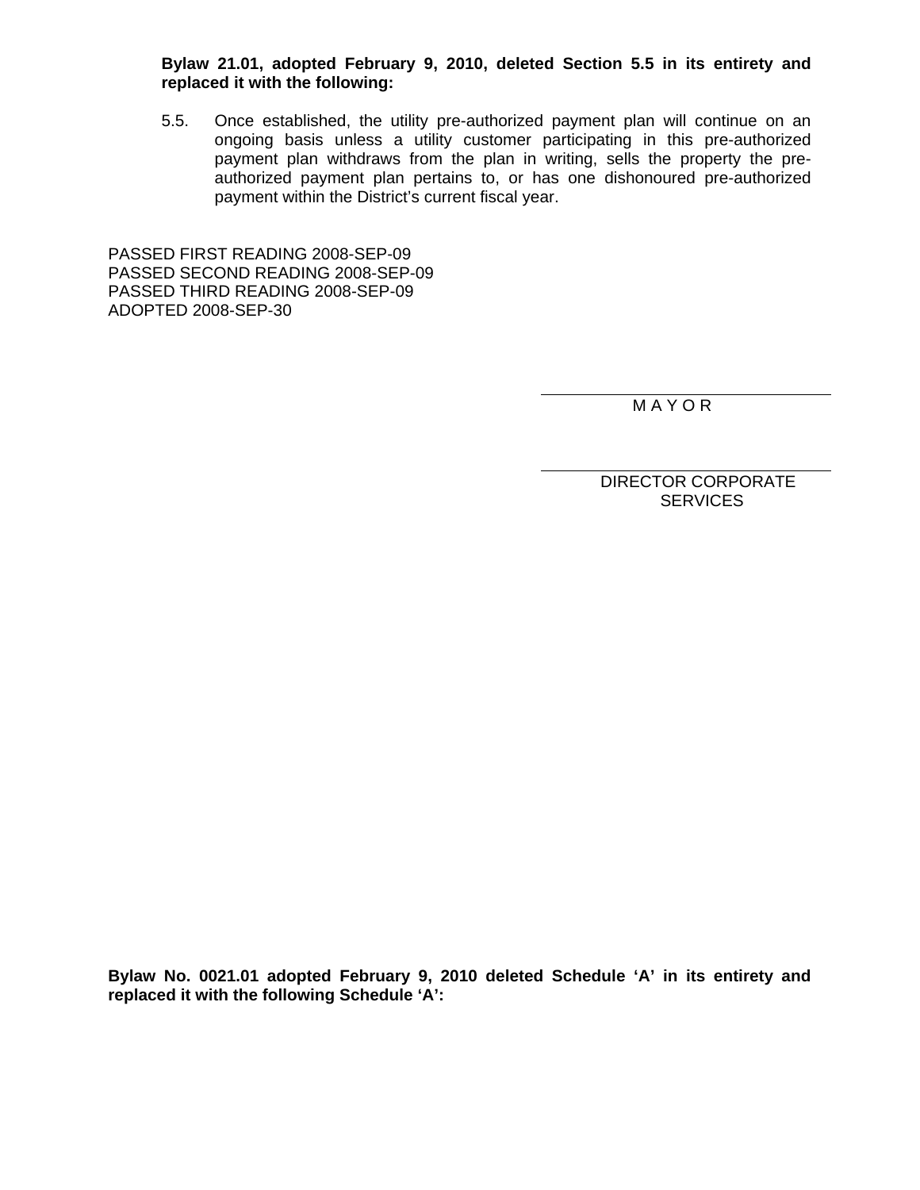**Bylaw 21.01, adopted February 9, 2010, deleted Section 5.5 in its entirety and replaced it with the following:**

5.5. Once established, the utility pre-authorized payment plan will continue on an ongoing basis unless a utility customer participating in this pre-authorized payment plan withdraws from the plan in writing, sells the property the pre-authorized payment plan pertains to, or has one dishonoured pre-authorized payment within the District's current fiscal year.

PASSED FIRST READING 2008-SEP-09
PASSED SECOND READING 2008-SEP-09
PASSED THIRD READING 2008-SEP-09
ADOPTED 2008-SEP-30

M A Y O R

DIRECTOR CORPORATE SERVICES

**Bylaw No. 0021.01 adopted February 9, 2010 deleted Schedule 'A' in its entirety and replaced it with the following Schedule 'A':**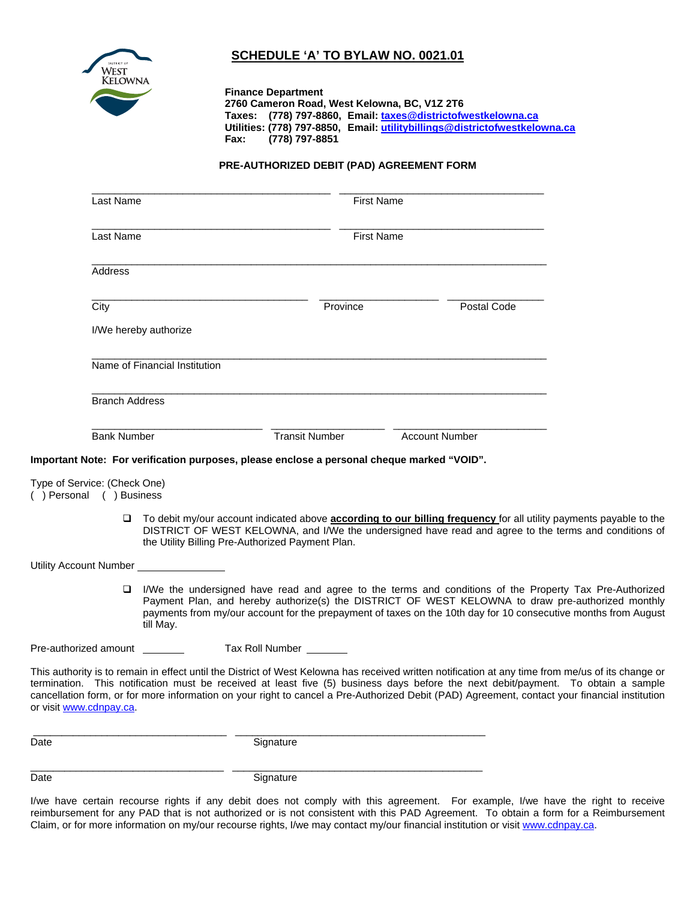## SCHEDULE 'A' TO BYLAW NO. 0021.01

**Finance Department**
**2760 Cameron Road, West Kelowna, BC, V1Z 2T6**
**Taxes: (778) 797-8860, Email: taxes@districtofwestkelowna.ca**
**Utilities: (778) 797-8850, Email: utilitybillings@districtofwestkelowna.ca**
**Fax: (778) 797-8851**

**PRE-AUTHORIZED DEBIT (PAD) AGREEMENT FORM**

Last Name _______________ First Name _______________

Last Name _______________ First Name _______________

Address _______________

City _______________ Province _______________ Postal Code _______________

I/We hereby authorize

Name of Financial Institution _______________

Branch Address _______________

Bank Number _______________ Transit Number _______________ Account Number _______________

**Important Note: For verification purposes, please enclose a personal cheque marked "VOID".**

Type of Service: (Check One)
( ) Personal ( ) Business

- ☐ To debit my/our account indicated above **according to our billing frequency** for all utility payments payable to the DISTRICT OF WEST KELOWNA, and I/We the undersigned have read and agree to the terms and conditions of the Utility Billing Pre-Authorized Payment Plan.

Utility Account Number _______________

- ☐ I/We the undersigned have read and agree to the terms and conditions of the Property Tax Pre-Authorized Payment Plan, and hereby authorize(s) the DISTRICT OF WEST KELOWNA to draw pre-authorized monthly payments from my/our account for the prepayment of taxes on the 10th day for 10 consecutive months from August till May.

Pre-authorized amount _______ Tax Roll Number _______

This authority is to remain in effect until the District of West Kelowna has received written notification at any time from me/us of its change or termination. This notification must be received at least five (5) business days before the next debit/payment. To obtain a sample cancellation form, or for more information on your right to cancel a Pre-Authorized Debit (PAD) Agreement, contact your financial institution or visit www.cdnpay.ca.

Date _______________ Signature _______________

Date _______________ Signature _______________

I/we have certain recourse rights if any debit does not comply with this agreement. For example, I/we have the right to receive reimbursement for any PAD that is not authorized or is not consistent with this PAD Agreement. To obtain a form for a Reimbursement Claim, or for more information on my/our recourse rights, I/we may contact my/our financial institution or visit www.cdnpay.ca.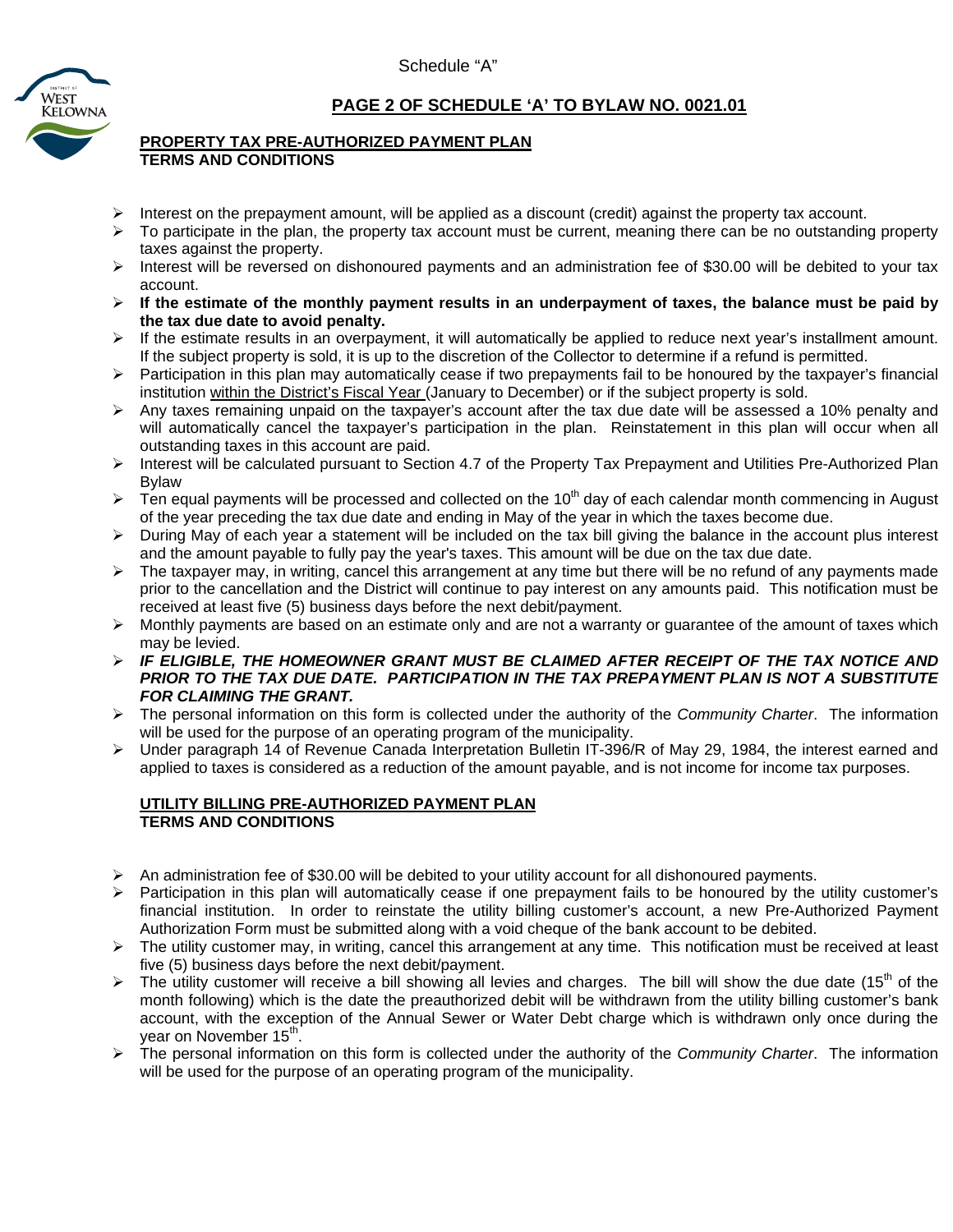Schedule "A"

## PAGE 2 OF SCHEDULE 'A' TO BYLAW NO. 0021.01

### PROPERTY TAX PRE-AUTHORIZED PAYMENT PLAN
### TERMS AND CONDITIONS

- Interest on the prepayment amount, will be applied as a discount (credit) against the property tax account.
- To participate in the plan, the property tax account must be current, meaning there can be no outstanding property taxes against the property.
- Interest will be reversed on dishonoured payments and an administration fee of $30.00 will be debited to your tax account.
- **If the estimate of the monthly payment results in an underpayment of taxes, the balance must be paid by the tax due date to avoid penalty.**
- If the estimate results in an overpayment, it will automatically be applied to reduce next year's installment amount. If the subject property is sold, it is up to the discretion of the Collector to determine if a refund is permitted.
- Participation in this plan may automatically cease if two prepayments fail to be honoured by the taxpayer's financial institution within the District's Fiscal Year (January to December) or if the subject property is sold.
- Any taxes remaining unpaid on the taxpayer's account after the tax due date will be assessed a 10% penalty and will automatically cancel the taxpayer's participation in the plan. Reinstatement in this plan will occur when all outstanding taxes in this account are paid.
- Interest will be calculated pursuant to Section 4.7 of the Property Tax Prepayment and Utilities Pre-Authorized Plan Bylaw
- Ten equal payments will be processed and collected on the 10th day of each calendar month commencing in August of the year preceding the tax due date and ending in May of the year in which the taxes become due.
- During May of each year a statement will be included on the tax bill giving the balance in the account plus interest and the amount to fully pay the year's taxes. This amount will be due on the tax due date.
- The taxpayer may, in writing, cancel this arrangement at any time but there will be no refund of any payments made prior to the cancellation and the District will continue to pay interest on any amounts paid. This notification must be received at least five (5) business days before the next debit/payment.
- Monthly payments are based on an estimate only and are not a warranty or guarantee of the amount of taxes which may be levied.
- ***IF ELIGIBLE, THE HOMEOWNER GRANT MUST BE CLAIMED AFTER RECEIPT OF THE TAX NOTICE AND PRIOR TO THE TAX DUE DATE. PARTICIPATION IN THE TAX PREPAYMENT PLAN IS NOT A SUBSTITUTE FOR CLAIMING THE GRANT.***
- The personal information on this form is collected under the authority of the *Community Charter*. The information will be used for the purpose of an operating program of the municipality.
- Under paragraph 14 of Revenue Canada Interpretation Bulletin IT-396/R of May 29, 1984, the interest earned and applied to taxes is considered as a reduction of the amount payable, and is not income for income tax purposes.

### UTILITY BILLING PRE-AUTHORIZED PAYMENT PLAN
### TERMS AND CONDITIONS

- An administration fee of $30.00 will be debited to your utility account for all dishonoured payments.
- Participation in this plan will automatically cease if one prepayment fails to be honoured by the utility customer's financial institution. In order to reinstate the utility billing customer's account, a new Pre-Authorized Payment Authorization Form must be submitted along with a void cheque of the bank account to be debited.
- The utility customer may, in writing, cancel this arrangement at any time. This notification must be received at least five (5) business days before the next debit/payment.
- The utility customer will receive a bill showing all levies and charges. The bill will show the due date (15th of the month following) which is the date the preauthorized debit will be withdrawn from the utility billing customer's bank account, with the exception of the Annual Sewer or Water Debt charge which is withdrawn only once during the year on November 15th.
- The personal information on this form is collected under the authority of the *Community Charter*. The information will be used for the purpose of an operating program of the municipality.